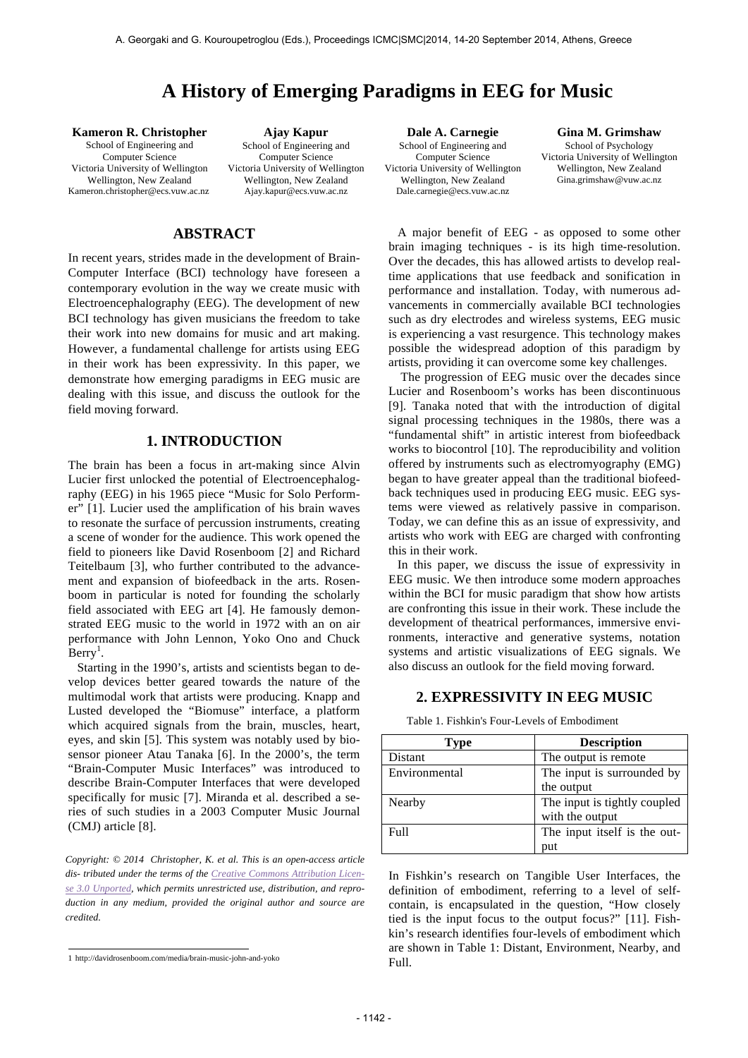# A History of Emerging Paradigms in EEG for Music

**Kameron R. Christopher**
School of Engineering and Computer Science
Victoria University of Wellington
Wellington, New Zealand
Kameron.christopher@ecs.vuw.ac.nz

**Ajay Kapur**
School of Engineering and Computer Science
Victoria University of Wellington
Wellington, New Zealand
Ajay.kapur@ecs.vuw.ac.nz

**Dale A. Carnegie**
School of Engineering and Computer Science
Victoria University of Wellington
Wellington, New Zealand
Dale.carnegie@ecs.vuw.ac.nz

**Gina M. Grimshaw**
School of Psychology
Victoria University of Wellington
Wellington, New Zealand
Gina.grimshaw@vuw.ac.nz

## ABSTRACT

In recent years, strides made in the development of Brain-Computer Interface (BCI) technology have foreseen a contemporary evolution in the way we create music with Electroencephalography (EEG). The development of new BCI technology has given musicians the freedom to take their work into new domains for music and art making. However, a fundamental challenge for artists using EEG in their work has been expressivity. In this paper, we demonstrate how emerging paradigms in EEG music are dealing with this issue, and discuss the outlook for the field moving forward.

## 1. INTRODUCTION

The brain has been a focus in art-making since Alvin Lucier first unlocked the potential of Electroencephalography (EEG) in his 1965 piece "Music for Solo Performer" [1]. Lucier used the amplification of his brain waves to resonate the surface of percussion instruments, creating a scene of wonder for the audience. This work opened the field to pioneers like David Rosenboom [2] and Richard Teitelbaum [3], who further contributed to the advancement and expansion of biofeedback in the arts. Rosenboom in particular is noted for founding the scholarly field associated with EEG art [4]. He famously demonstrated EEG music to the world in 1972 with an on air performance with John Lennon, Yoko Ono and Chuck Berry[1].

Starting in the 1990's, artists and scientists began to develop devices better geared towards the nature of the multimodal work that artists were producing. Knapp and Lusted developed the "Biomuse" interface, a platform which acquired signals from the brain, muscles, heart, eyes, and skin [5]. This system was notably used by biosensor pioneer Atau Tanaka [6]. In the 2000's, the term "Brain-Computer Music Interfaces" was introduced to describe Brain-Computer Interfaces that were developed specifically for music [7]. Miranda et al. described a series of such studies in a 2003 Computer Music Journal (CMJ) article [8].

*Copyright: © 2014 Christopher, K. et al. This is an open-access article distributed under the terms of the Creative Commons Attribution License 3.0 Unported, which permits unrestricted use, distribution, and reproduction in any medium, provided the original author and source are credited.*

A major benefit of EEG - as opposed to some other brain imaging techniques - is its high time-resolution. Over the decades, this has allowed artists to develop real-time applications that use feedback and sonification in performance and installation. Today, with numerous advancements in commercially available BCI technologies such as dry electrodes and wireless systems, EEG music is experiencing a vast resurgence. This technology makes possible the widespread adoption of this paradigm by artists, providing it can overcome some key challenges.

The progression of EEG music over the decades since Lucier and Rosenboom's works has been discontinuous [9]. Tanaka noted that with the introduction of digital signal processing techniques in the 1980s, there was a "fundamental shift" in artistic interest from biofeedback works to biocontrol [10]. The reproducibility and volition offered by instruments such as electromyography (EMG) began to have greater appeal than the traditional biofeedback techniques used in producing EEG music. EEG systems were viewed as relatively passive in comparison. Today, we can define this as an issue of expressivity, and artists who work with EEG are charged with confronting this in their work.

In this paper, we discuss the issue of expressivity in EEG music. We then introduce some modern approaches within the BCI for music paradigm that show how artists are confronting this issue in their work. These include the development of theatrical performances, immersive environments, interactive and generative systems, notation systems and artistic visualizations of EEG signals. We also discuss an outlook for the field moving forward.

## 2. EXPRESSIVITY IN EEG MUSIC

Table 1. Fishkin's Four-Levels of Embodiment

| Type | Description |
|---|---|
| Distant | The output is remote |
| Environmental | The input is surrounded by the output |
| Nearby | The input is tightly coupled with the output |
| Full | The input itself is the output |

In Fishkin's research on Tangible User Interfaces, the definition of embodiment, referring to a level of self-contain, is encapsulated in the question, "How closely tied is the input focus to the output focus?" [11]. Fishkin's research identifies four-levels of embodiment which are shown in Table 1: Distant, Environment, Nearby, and Full.

[1] http://davidrosenboom.com/media/brain-music-john-and-yoko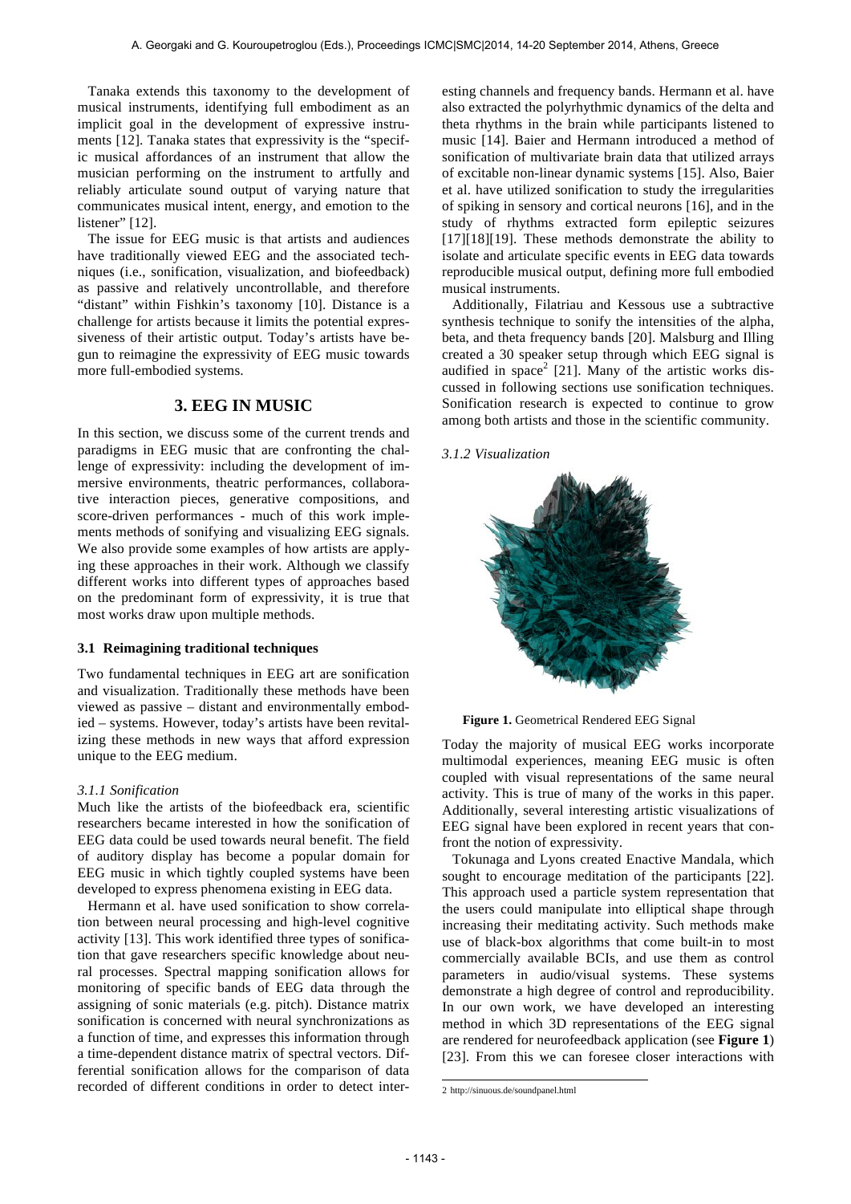Tanaka extends this taxonomy to the development of musical instruments, identifying full embodiment as an implicit goal in the development of expressive instruments [12]. Tanaka states that expressivity is the "specific musical affordances of an instrument that allow the musician performing on the instrument to artfully and reliably articulate sound output of varying nature that communicates musical intent, energy, and emotion to the listener" [12].

The issue for EEG music is that artists and audiences have traditionally viewed EEG and the associated techniques (i.e., sonification, visualization, and biofeedback) as passive and relatively uncontrollable, and therefore "distant" within Fishkin's taxonomy [10]. Distance is a challenge for artists because it limits the potential expressiveness of their artistic output. Today's artists have begun to reimagine the expressivity of EEG music towards more full-embodied systems.

## 3. EEG IN MUSIC

In this section, we discuss some of the current trends and paradigms in EEG music that are confronting the challenge of expressivity: including the development of immersive environments, theatric performances, collaborative interaction pieces, generative compositions, and score-driven performances - much of this work implements methods of sonifying and visualizing EEG signals. We also provide some examples of how artists are applying these approaches in their work. Although we classify different works into different types of approaches based on the predominant form of expressivity, it is true that most works draw upon multiple methods.

### 3.1 Reimagining traditional techniques

Two fundamental techniques in EEG art are sonification and visualization. Traditionally these methods have been viewed as passive – distant and environmentally embodied – systems. However, today's artists have been revitalizing these methods in new ways that afford expression unique to the EEG medium.

#### *3.1.1 Sonification*

Much like the artists of the biofeedback era, scientific researchers became interested in how the sonification of EEG data could be used towards neural benefit. The field of auditory display has become a popular domain for EEG music in which tightly coupled systems have been developed to express phenomena existing in EEG data.

Hermann et al. have used sonification to show correlation between neural processing and high-level cognitive activity [13]. This work identified three types of sonification that gave researchers specific knowledge about neural processes. Spectral mapping sonification allows for monitoring of specific bands of EEG data through the assigning of sonic materials (e.g. pitch). Distance matrix sonification is concerned with neural synchronizations as a function of time, and expresses this information through a time-dependent distance matrix of spectral vectors. Differential sonification allows for the comparison of data recorded of different conditions in order to detect interesting channels and frequency bands. Hermann et al. have also extracted the polyrhythmic dynamics of the delta and theta rhythms in the brain while participants listened to music [14]. Baier and Hermann introduced a method of sonification of multivariate brain data that utilized arrays of excitable non-linear dynamic systems [15]. Also, Baier et al. have utilized sonification to study the irregularities of spiking in sensory and cortical neurons [16], and in the study of rhythms extracted form epileptic seizures [17][18][19]. These methods demonstrate the ability to isolate and articulate specific events in EEG data towards reproducible musical output, defining more full embodied musical instruments.

Additionally, Filatriau and Kessous use a subtractive synthesis technique to sonify the intensities of the alpha, beta, and theta frequency bands [20]. Malsburg and Illing created a 30 speaker setup through which EEG signal is audified in space[2] [21]. Many of the artistic works discussed in following sections use sonification techniques. Sonification research is expected to continue to grow among both artists and those in the scientific community.

#### *3.1.2 Visualization*

**Figure 1.** Geometrical Rendered EEG Signal

Today the majority of musical EEG works incorporate multimodal experiences, meaning EEG music is often coupled with visual representations of the same neural activity. This is true of many of the works in this paper. Additionally, several interesting artistic visualizations of EEG signal have been explored in recent years that confront the notion of expressivity.

Tokunaga and Lyons created Enactive Mandala, which sought to encourage meditation of the participants [22]. This approach used a particle system representation that the users could manipulate into elliptical shape through increasing their meditating activity. Such methods make use of black-box algorithms that come built-in to most commercially available BCIs, and use them as control parameters in audio/visual systems. These systems demonstrate a high degree of control and reproducibility. In our own work, we have developed an interesting method in which 3D representations of the EEG signal are rendered for neurofeedback application (see **Figure 1**) [23]. From this we can foresee closer interactions with

2 http://sinuous.de/soundpanel.html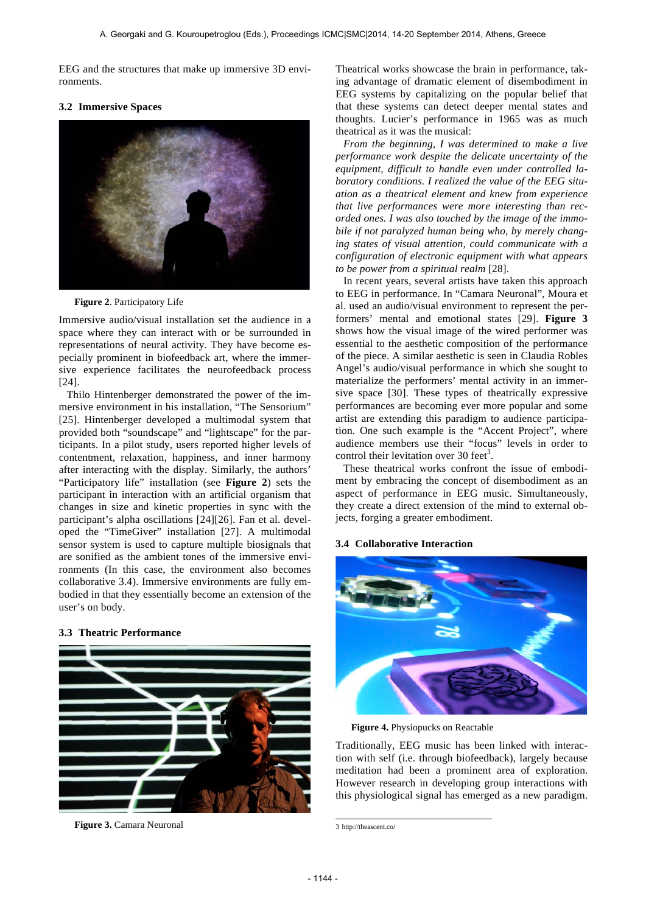EEG and the structures that make up immersive 3D environments.

### 3.2 Immersive Spaces

**Figure 2**. Participatory Life

Immersive audio/visual installation set the audience in a space where they can interact with or be surrounded in representations of neural activity. They have become especially prominent in biofeedback art, where the immersive experience facilitates the neurofeedback process [24].

Thilo Hintenberger demonstrated the power of the immersive environment in his installation, "The Sensorium" [25]. Hintenberger developed a multimodal system that provided both "soundscape" and "lightscape" for the participants. In a pilot study, users reported higher levels of contentment, relaxation, happiness, and inner harmony after interacting with the display. Similarly, the authors' "Participatory life" installation (see **Figure 2**) sets the participant in interaction with an artificial organism that changes in size and kinetic properties in sync with the participant's alpha oscillations [24][26]. Fan et al. developed the "TimeGiver" installation [27]. A multimodal sensor system is used to capture multiple biosignals that are sonified as the ambient tones of the immersive environments (In this case, the environment also becomes collaborative 3.4). Immersive environments are fully embodied in that they essentially become an extension of the user's on body.

### 3.3 Theatric Performance

**Figure 3.** Camara Neuronal

Theatrical works showcase the brain in performance, taking advantage of dramatic element of disembodiment in EEG systems by capitalizing on the popular belief that that these systems can detect deeper mental states and thoughts. Lucier's performance in 1965 was as much theatrical as it was the musical:

*From the beginning, I was determined to make a live performance work despite the delicate uncertainty of the equipment, difficult to handle even under controlled laboratory conditions. I realized the value of the EEG situation as a theatrical element and knew from experience that live performances were more interesting than recorded ones. I was also touched by the image of the immobile if not paralyzed human being who, by merely changing states of visual attention, could communicate with a configuration of electronic equipment with what appears to be power from a spiritual realm* [28].

In recent years, several artists have taken this approach to EEG in performance. In "Camara Neuronal", Moura et al. used an audio/visual environment to represent the performers' mental and emotional states [29]. **Figure 3** shows how the visual image of the wired performer was essential to the aesthetic composition of the performance of the piece. A similar aesthetic is seen in Claudia Robles Angel's audio/visual performance in which she sought to materialize the performers' mental activity in an immersive space [30]. These types of theatrically expressive performances are becoming ever more popular and some artist are extending this paradigm to audience participation. One such example is the "Accent Project", where audience members use their "focus" levels in order to control their levitation over 30 feet[3].

These theatrical works confront the issue of embodiment by embracing the concept of disembodiment as an aspect of performance in EEG music. Simultaneously, they create a direct extension of the mind to external objects, forging a greater embodiment.

### 3.4 Collaborative Interaction

**Figure 4.** Physiopucks on Reactable

Traditionally, EEG music has been linked with interaction with self (i.e. through biofeedback), largely because meditation had been a prominent area of exploration. However research in developing group interactions with this physiological signal has emerged as a new paradigm.

3 http://theascent.co/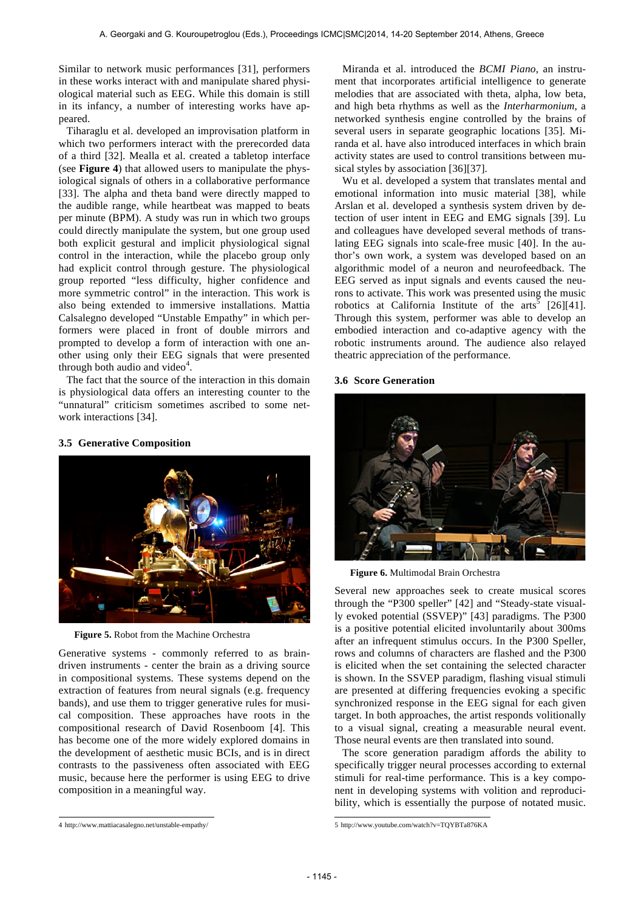Similar to network music performances [31], performers in these works interact with and manipulate shared physiological material such as EEG. While this domain is still in its infancy, a number of interesting works have appeared.

Tiharaglu et al. developed an improvisation platform in which two performers interact with the prerecorded data of a third [32]. Mealla et al. created a tabletop interface (see **Figure 4**) that allowed users to manipulate the physiological signals of others in a collaborative performance [33]. The alpha and theta band were directly mapped to the audible range, while heartbeat was mapped to beats per minute (BPM). A study was run in which two groups could directly manipulate the system, but one group used both explicit gestural and implicit physiological signal control in the interaction, while the placebo group only had explicit control through gesture. The physiological group reported "less difficulty, higher confidence and more symmetric control" in the interaction. This work is also being extended to immersive installations. Mattia Calsalegno developed "Unstable Empathy" in which performers were placed in front of double mirrors and prompted to develop a form of interaction with one another using only their EEG signals that were presented through both audio and video[4].

The fact that the source of the interaction in this domain is physiological data offers an interesting counter to the "unnatural" criticism sometimes ascribed to some network interactions [34].

### 3.5 Generative Composition

**Figure 5.** Robot from the Machine Orchestra

Generative systems - commonly referred to as brain-driven instruments - center the brain as a driving source in compositional systems. These systems depend on the extraction of features from neural signals (e.g. frequency bands), and use them to trigger generative rules for musical composition. These approaches have roots in the compositional research of David Rosenboom [4]. This has become one of the more widely explored domains in the development of aesthetic music BCIs, and is in direct contrasts to the passiveness often associated with EEG music, because here the performer is using EEG to drive composition in a meaningful way.

Miranda et al. introduced the *BCMI Piano*, an instrument that incorporates artificial intelligence to generate melodies that are associated with theta, alpha, low beta, and high beta rhythms as well as the *Interharmonium*, a networked synthesis engine controlled by the brains of several users in separate geographic locations [35]. Miranda et al. have also introduced interfaces in which brain activity states are used to control transitions between musical styles by association [36][37].

Wu et al. developed a system that translates mental and emotional information into music material [38], while Arslan et al. developed a synthesis system driven by detection of user intent in EEG and EMG signals [39]. Lu and colleagues have developed several methods of translating EEG signals into scale-free music [40]. In the author's own work, a system was developed based on an algorithmic model of a neuron and neurofeedback. The EEG served as input signals and events caused the neurons to activate. This work was presented using the music robotics at California Institute of the arts[5] [26][41]. Through this system, performer was able to develop an embodied interaction and co-adaptive agency with the robotic instruments around. The audience also relayed theatric appreciation of the performance.

### 3.6 Score Generation

**Figure 6.** Multimodal Brain Orchestra

Several new approaches seek to create musical scores through the "P300 speller" [42] and "Steady-state visually evoked potential (SSVEP)" [43] paradigms. The P300 is a positive potential elicited involuntarily about 300ms after an infrequent stimulus occurs. In the P300 Speller, rows and columns of characters are flashed and the P300 is elicited when the set containing the selected character is shown. In the SSVEP paradigm, flashing visual stimuli are presented at differing frequencies evoking a specific synchronized response in the EEG signal for each given target. In both approaches, the artist responds volitionally to a visual signal, creating a measurable neural event. Those neural events are then translated into sound.

The score generation paradigm affords the ability to specifically trigger neural processes according to external stimuli for real-time performance. This is a key component in developing systems with volition and reproducibility, which is essentially the purpose of notated music.

---

4 http://www.mattiacasalegno.net/unstable-empathy/

5 http://www.youtube.com/watch?v=TQYBTa876KA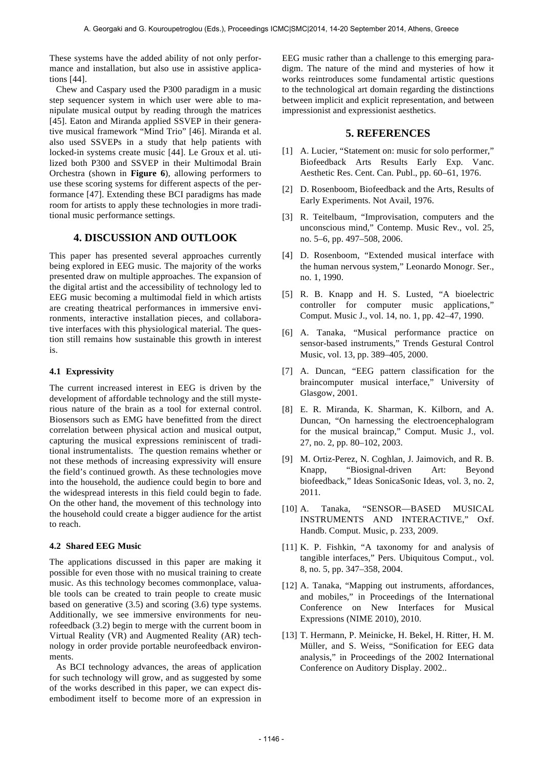These systems have the added ability of not only performance and installation, but also use in assistive applications [44].

Chew and Caspary used the P300 paradigm in a music step sequencer system in which user were able to manipulate musical output by reading through the matrices [45]. Eaton and Miranda applied SSVEP in their generative musical framework "Mind Trio" [46]. Miranda et al. also used SSVEPs in a study that help patients with locked-in systems create music [44]. Le Groux et al. utilized both P300 and SSVEP in their Multimodal Brain Orchestra (shown in **Figure 6**), allowing performers to use these scoring systems for different aspects of the performance [47]. Extending these BCI paradigms has made room for artists to apply these technologies in more traditional music performance settings.

## 4. DISCUSSION AND OUTLOOK

This paper has presented several approaches currently being explored in EEG music. The majority of the works presented draw on multiple approaches. The expansion of the digital artist and the accessibility of technology led to EEG music becoming a multimodal field in which artists are creating theatrical performances in immersive environments, interactive installation pieces, and collaborative interfaces with this physiological material. The question still remains how sustainable this growth in interest is.

### 4.1 Expressivity

The current increased interest in EEG is driven by the development of affordable technology and the still mysterious nature of the brain as a tool for external control. Biosensors such as EMG have benefitted from the direct correlation between physical action and musical output, capturing the musical expressions reminiscent of traditional instrumentalists. The question remains whether or not these methods of increasing expressivity will ensure the field's continued growth. As these technologies move into the household, the audience could begin to bore and the widespread interests in this field could begin to fade. On the other hand, the movement of this technology into the household could create a bigger audience for the artist to reach.

### 4.2 Shared EEG Music

The applications discussed in this paper are making it possible for even those with no musical training to create music. As this technology becomes commonplace, valuable tools can be created to train people to create music based on generative (3.5) and scoring (3.6) type systems. Additionally, we see immersive environments for neurofeedback (3.2) begin to merge with the current boom in Virtual Reality (VR) and Augmented Reality (AR) technology in order provide portable neurofeedback environments.

As BCI technology advances, the areas of application for such technology will grow, and as suggested by some of the works described in this paper, we can expect disembodiment itself to become more of an expression in EEG music rather than a challenge to this emerging paradigm. The nature of the mind and mysteries of how it works reintroduces some fundamental artistic questions to the technological art domain regarding the distinctions between implicit and explicit representation, and between impressionist and expressionist aesthetics.

## 5. REFERENCES

[1] A. Lucier, "Statement on: music for solo performer," Biofeedback Arts Results Early Exp. Vanc. Aesthetic Res. Cent. Can. Publ., pp. 60–61, 1976.

[2] D. Rosenboom, Biofeedback and the Arts, Results of Early Experiments. Not Avail, 1976.

[3] R. Teitelbaum, "Improvisation, computers and the unconscious mind," Contemp. Music Rev., vol. 25, no. 5–6, pp. 497–508, 2006.

[4] D. Rosenboom, "Extended musical interface with the human nervous system," Leonardo Monogr. Ser., no. 1, 1990.

[5] R. B. Knapp and H. S. Lusted, "A bioelectric controller for computer music applications," Comput. Music J., vol. 14, no. 1, pp. 42–47, 1990.

[6] A. Tanaka, "Musical performance practice on sensor-based instruments," Trends Gestural Control Music, vol. 13, pp. 389–405, 2000.

[7] A. Duncan, "EEG pattern classification for the braincomputer musical interface," University of Glasgow, 2001.

[8] E. R. Miranda, K. Sharman, K. Kilborn, and A. Duncan, "On harnessing the electroencephalogram for the musical braincap," Comput. Music J., vol. 27, no. 2, pp. 80–102, 2003.

[9] M. Ortiz-Perez, N. Coghlan, J. Jaimovich, and R. B. Knapp, "Biosignal-driven Art: Beyond biofeedback," Ideas SonicaSonic Ideas, vol. 3, no. 2, 2011.

[10] A. Tanaka, "SENSOR—BASED MUSICAL INSTRUMENTS AND INTERACTIVE," Oxf. Handb. Comput. Music, p. 233, 2009.

[11] K. P. Fishkin, "A taxonomy for and analysis of tangible interfaces," Pers. Ubiquitous Comput., vol. 8, no. 5, pp. 347–358, 2004.

[12] A. Tanaka, "Mapping out instruments, affordances, and mobiles," in Proceedings of the International Conference on New Interfaces for Musical Expressions (NIME 2010), 2010.

[13] T. Hermann, P. Meinicke, H. Bekel, H. Ritter, H. M. Müller, and S. Weiss, "Sonification for EEG data analysis," in Proceedings of the 2002 International Conference on Auditory Display. 2002..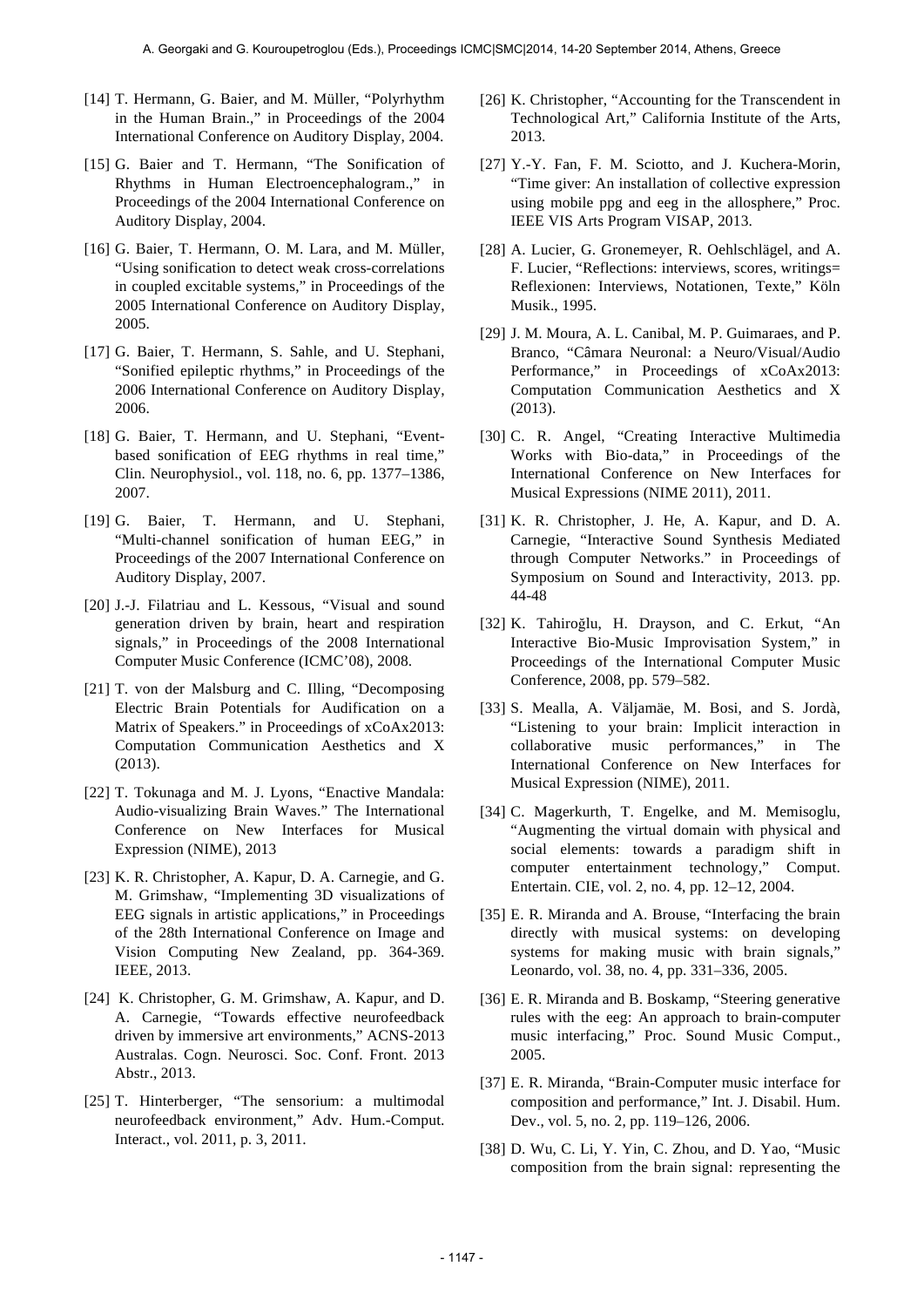[14] T. Hermann, G. Baier, and M. Müller, "Polyrhythm in the Human Brain.," in Proceedings of the 2004 International Conference on Auditory Display, 2004.

[15] G. Baier and T. Hermann, "The Sonification of Rhythms in Human Electroencephalogram.," in Proceedings of the 2004 International Conference on Auditory Display, 2004.

[16] G. Baier, T. Hermann, O. M. Lara, and M. Müller, "Using sonification to detect weak cross-correlations in coupled excitable systems," in Proceedings of the 2005 International Conference on Auditory Display, 2005.

[17] G. Baier, T. Hermann, S. Sahle, and U. Stephani, "Sonified epileptic rhythms," in Proceedings of the 2006 International Conference on Auditory Display, 2006.

[18] G. Baier, T. Hermann, and U. Stephani, "Event-based sonification of EEG rhythms in real time," Clin. Neurophysiol., vol. 118, no. 6, pp. 1377–1386, 2007.

[19] G. Baier, T. Hermann, and U. Stephani, "Multi-channel sonification of human EEG," in Proceedings of the 2007 International Conference on Auditory Display, 2007.

[20] J.-J. Filatriau and L. Kessous, "Visual and sound generation driven by brain, heart and respiration signals," in Proceedings of the 2008 International Computer Music Conference (ICMC'08), 2008.

[21] T. von der Malsburg and C. Illing, "Decomposing Electric Brain Potentials for Audification on a Matrix of Speakers." in Proceedings of xCoAx2013: Computation Communication Aesthetics and X (2013).

[22] T. Tokunaga and M. J. Lyons, "Enactive Mandala: Audio-visualizing Brain Waves." The International Conference on New Interfaces for Musical Expression (NIME), 2013

[23] K. R. Christopher, A. Kapur, D. A. Carnegie, and G. M. Grimshaw, "Implementing 3D visualizations of EEG signals in artistic applications," in Proceedings of the 28th International Conference on Image and Vision Computing New Zealand, pp. 364-369. IEEE, 2013.

[24] K. Christopher, G. M. Grimshaw, A. Kapur, and D. A. Carnegie, "Towards effective neurofeedback driven by immersive art environments," ACNS-2013 Australas. Cogn. Neurosci. Soc. Conf. Front. 2013 Abstr., 2013.

[25] T. Hinterberger, "The sensorium: a multimodal neurofeedback environment," Adv. Hum.-Comput. Interact., vol. 2011, p. 3, 2011.

[26] K. Christopher, "Accounting for the Transcendent in Technological Art," California Institute of the Arts, 2013.

[27] Y.-Y. Fan, F. M. Sciotto, and J. Kuchera-Morin, "Time giver: An installation of collective expression using mobile ppg and eeg in the allosphere," Proc. IEEE VIS Arts Program VISAP, 2013.

[28] A. Lucier, G. Gronemeyer, R. Oehlschlägel, and A. F. Lucier, "Reflections: interviews, scores, writings= Reflexionen: Interviews, Notationen, Texte," Köln Musik., 1995.

[29] J. M. Moura, A. L. Canibal, M. P. Guimaraes, and P. Branco, "Câmara Neuronal: a Neuro/Visual/Audio Performance," in Proceedings of xCoAx2013: Computation Communication Aesthetics and X (2013).

[30] C. R. Angel, "Creating Interactive Multimedia Works with Bio-data," in Proceedings of the International Conference on New Interfaces for Musical Expressions (NIME 2011), 2011.

[31] K. R. Christopher, J. He, A. Kapur, and D. A. Carnegie, "Interactive Sound Synthesis Mediated through Computer Networks." in Proceedings of Symposium on Sound and Interactivity, 2013. pp. 44-48

[32] K. Tahiroğlu, H. Drayson, and C. Erkut, "An Interactive Bio-Music Improvisation System," in Proceedings of the International Computer Music Conference, 2008, pp. 579–582.

[33] S. Mealla, A. Väljamäe, M. Bosi, and S. Jordà, "Listening to your brain: Implicit interaction in collaborative music performances," in The International Conference on New Interfaces for Musical Expression (NIME), 2011.

[34] C. Magerkurth, T. Engelke, and M. Memisoglu, "Augmenting the virtual domain with physical and social elements: towards a paradigm shift in computer entertainment technology," Comput. Entertain. CIE, vol. 2, no. 4, pp. 12–12, 2004.

[35] E. R. Miranda and A. Brouse, "Interfacing the brain directly with musical systems: on developing systems for making music with brain signals," Leonardo, vol. 38, no. 4, pp. 331–336, 2005.

[36] E. R. Miranda and B. Boskamp, "Steering generative rules with the eeg: An approach to brain-computer music interfacing," Proc. Sound Music Comput., 2005.

[37] E. R. Miranda, "Brain-Computer music interface for composition and performance," Int. J. Disabil. Hum. Dev., vol. 5, no. 2, pp. 119–126, 2006.

[38] D. Wu, C. Li, Y. Yin, C. Zhou, and D. Yao, "Music composition from the brain signal: representing the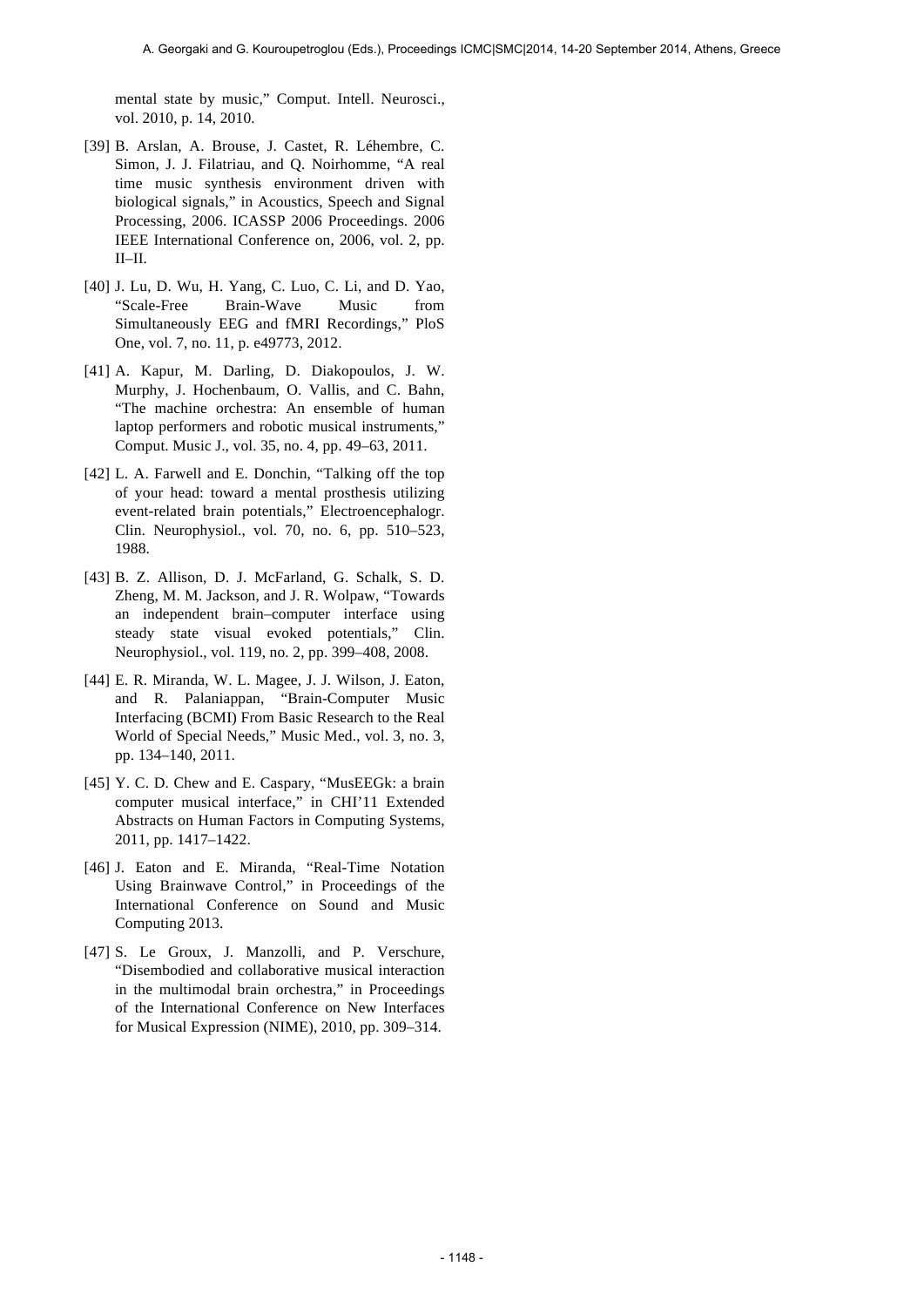mental state by music," Comput. Intell. Neurosci., vol. 2010, p. 14, 2010.

[39] B. Arslan, A. Brouse, J. Castet, R. Léhembre, C. Simon, J. J. Filatriau, and Q. Noirhomme, "A real time music synthesis environment driven with biological signals," in Acoustics, Speech and Signal Processing, 2006. ICASSP 2006 Proceedings. 2006 IEEE International Conference on, 2006, vol. 2, pp. II–II.

[40] J. Lu, D. Wu, H. Yang, C. Luo, C. Li, and D. Yao, "Scale-Free Brain-Wave Music from Simultaneously EEG and fMRI Recordings," PloS One, vol. 7, no. 11, p. e49773, 2012.

[41] A. Kapur, M. Darling, D. Diakopoulos, J. W. Murphy, J. Hochenbaum, O. Vallis, and C. Bahn, "The machine orchestra: An ensemble of human laptop performers and robotic musical instruments," Comput. Music J., vol. 35, no. 4, pp. 49–63, 2011.

[42] L. A. Farwell and E. Donchin, "Talking off the top of your head: toward a mental prosthesis utilizing event-related brain potentials," Electroencephalogr. Clin. Neurophysiol., vol. 70, no. 6, pp. 510–523, 1988.

[43] B. Z. Allison, D. J. McFarland, G. Schalk, S. D. Zheng, M. M. Jackson, and J. R. Wolpaw, "Towards an independent brain–computer interface using steady state visual evoked potentials," Clin. Neurophysiol., vol. 119, no. 2, pp. 399–408, 2008.

[44] E. R. Miranda, W. L. Magee, J. J. Wilson, J. Eaton, and R. Palaniappan, "Brain-Computer Music Interfacing (BCMI) From Basic Research to the Real World of Special Needs," Music Med., vol. 3, no. 3, pp. 134–140, 2011.

[45] Y. C. D. Chew and E. Caspary, "MusEEGk: a brain computer musical interface," in CHI'11 Extended Abstracts on Human Factors in Computing Systems, 2011, pp. 1417–1422.

[46] J. Eaton and E. Miranda, "Real-Time Notation Using Brainwave Control," in Proceedings of the International Conference on Sound and Music Computing 2013.

[47] S. Le Groux, J. Manzolli, and P. Verschure, "Disembodied and collaborative musical interaction in the multimodal brain orchestra," in Proceedings of the International Conference on New Interfaces for Musical Expression (NIME), 2010, pp. 309–314.